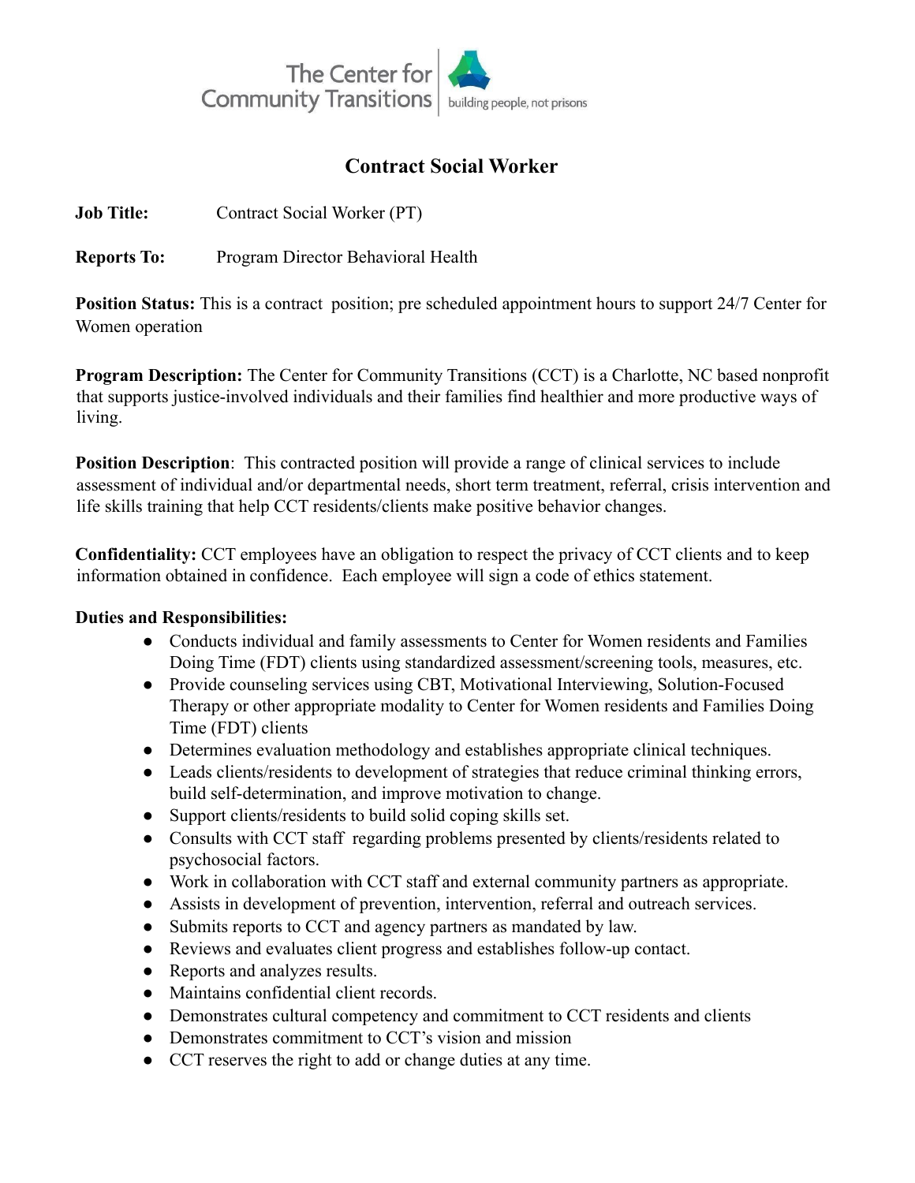The Center for Community Transitions | building people, not prisons

# Contract Social Worker

**Job Title:** Contract Social Worker (PT)

**Reports To:** Program Director Behavioral Health

**Position Status:** This is a contract position; pre scheduled appointment hours to support 24/7 Center for Women operation

**Program Description:** The Center for Community Transitions (CCT) is a Charlotte, NC based nonprofit that supports justice-involved individuals and their families find healthier and more productive ways of living.

**Position Description**: This contracted position will provide a range of clinical services to include assessment of individual and/or departmental needs, short term treatment, referral, crisis intervention and life skills training that help CCT residents/clients make positive behavior changes.

**Confidentiality:** CCT employees have an obligation to respect the privacy of CCT clients and to keep information obtained in confidence. Each employee will sign a code of ethics statement.

**Duties and Responsibilities:**

- Conducts individual and family assessments to Center for Women residents and Families Doing Time (FDT) clients using standardized assessment/screening tools, measures, etc.
- Provide counseling services using CBT, Motivational Interviewing, Solution-Focused Therapy or other appropriate modality to Center for Women residents and Families Doing Time (FDT) clients
- Determines evaluation methodology and establishes appropriate clinical techniques.
- Leads clients/residents to development of strategies that reduce criminal thinking errors, build self-determination, and improve motivation to change.
- Support clients/residents to build solid coping skills set.
- Consults with CCT staff regarding problems presented by clients/residents related to psychosocial factors.
- Work in collaboration with CCT staff and external community partners as appropriate.
- Assists in development of prevention, intervention, referral and outreach services.
- Submits reports to CCT and agency partners as mandated by law.
- Reviews and evaluates client progress and establishes follow-up contact.
- Reports and analyzes results.
- Maintains confidential client records.
- Demonstrates cultural competency and commitment to CCT residents and clients
- Demonstrates commitment to CCT's vision and mission
- CCT reserves the right to add or change duties at any time.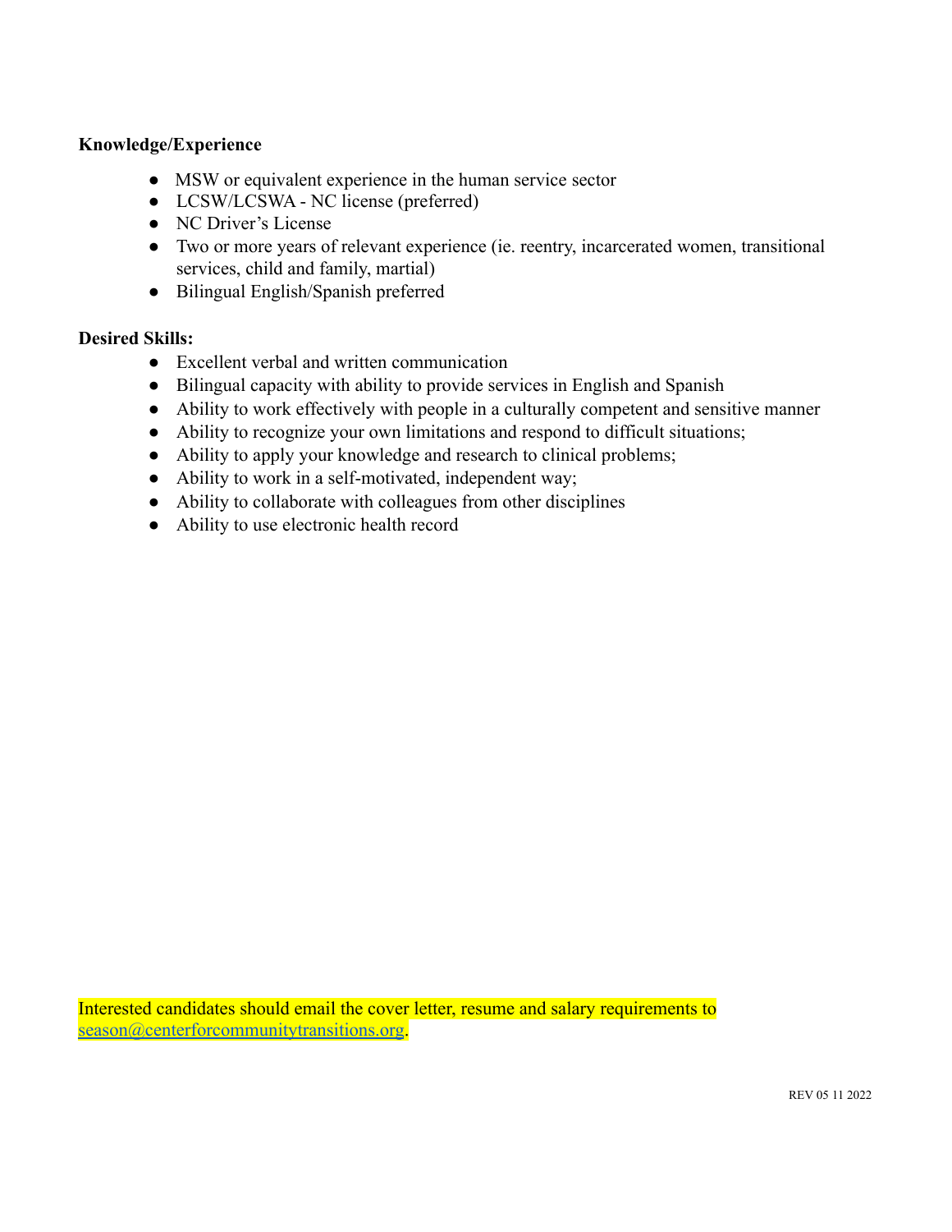**Knowledge/Experience**

- MSW or equivalent experience in the human service sector
- LCSW/LCSWA - NC license (preferred)
- NC Driver's License
- Two or more years of relevant experience (ie. reentry, incarcerated women, transitional services, child and family, martial)
- Bilingual English/Spanish preferred

**Desired Skills:**

- Excellent verbal and written communication
- Bilingual capacity with ability to provide services in English and Spanish
- Ability to work effectively with people in a culturally competent and sensitive manner
- Ability to recognize your own limitations and respond to difficult situations;
- Ability to apply your knowledge and research to clinical problems;
- Ability to work in a self-motivated, independent way;
- Ability to collaborate with colleagues from other disciplines
- Ability to use electronic health record

Interested candidates should email the cover letter, resume and salary requirements to season@centerforcommunitytransitions.org.

REV 05 11 2022